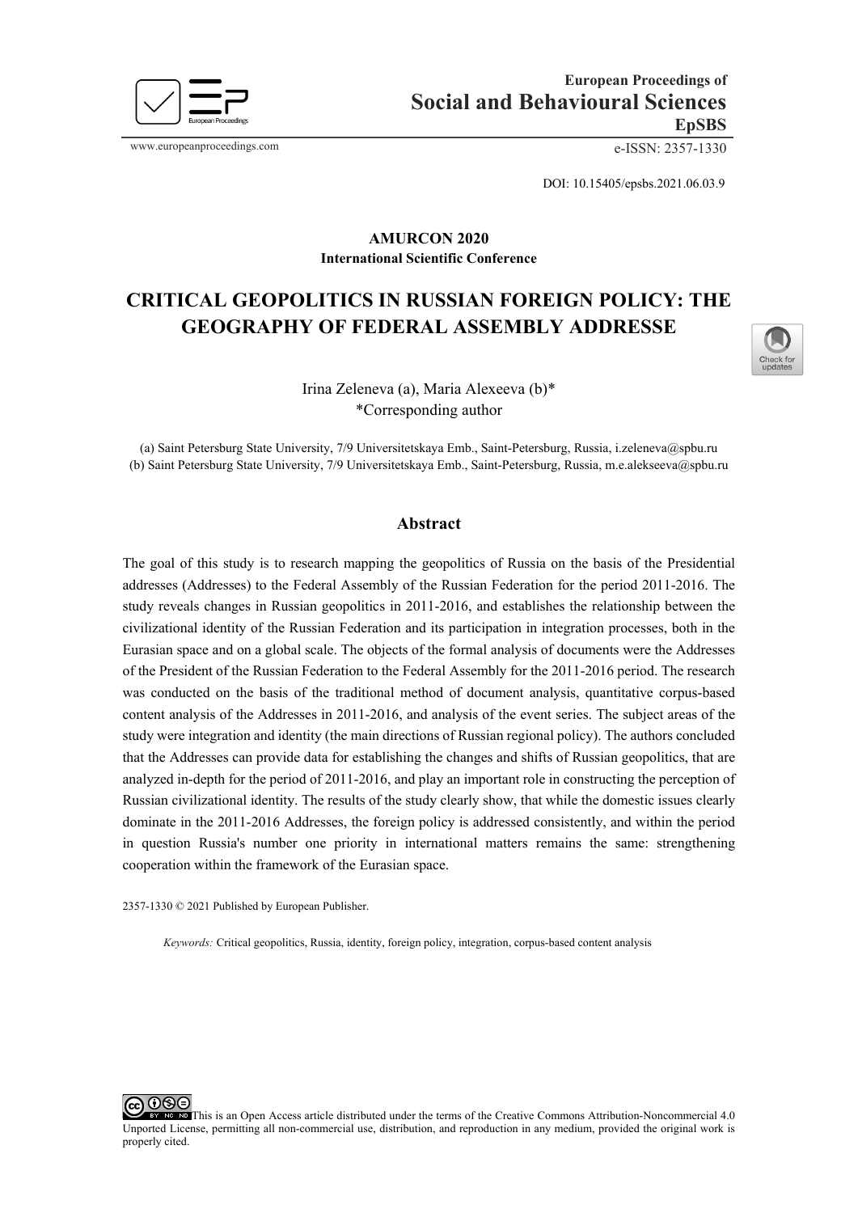European Proceedings of
**Social and Behavioural Sciences**
**EpSBS**

www.europeanproceedings.com e-ISSN: 2357-1330

DOI: 10.15405/epsbs.2021.06.03.9

**AMURCON 2020**
**International Scientific Conference**

# CRITICAL GEOPOLITICS IN RUSSIAN FOREIGN POLICY: THE GEOGRAPHY OF FEDERAL ASSEMBLY ADDRESSE

Irina Zeleneva (a), Maria Alexeeva (b)*
*Corresponding author

(a) Saint Petersburg State University, 7/9 Universitetskaya Emb., Saint-Petersburg, Russia, i.zeleneva@spbu.ru
(b) Saint Petersburg State University, 7/9 Universitetskaya Emb., Saint-Petersburg, Russia, m.e.alekseeva@spbu.ru

## Abstract

The goal of this study is to research mapping the geopolitics of Russia on the basis of the Presidential addresses (Addresses) to the Federal Assembly of the Russian Federation for the period 2011-2016. The study reveals changes in Russian geopolitics in 2011-2016, and establishes the relationship between the civilizational identity of the Russian Federation and its participation in integration processes, both in the Eurasian space and on a global scale. The objects of the formal analysis of documents were the Addresses of the President of the Russian Federation to the Federal Assembly for the 2011-2016 period. The research was conducted on the basis of the traditional method of document analysis, quantitative corpus-based content analysis of the Addresses in 2011-2016, and analysis of the event series. The subject areas of the study were integration and identity (the main directions of Russian regional policy). The authors concluded that the Addresses can provide data for establishing the changes and shifts of Russian geopolitics, that are analyzed in-depth for the period of 2011-2016, and play an important role in constructing the perception of Russian civilizational identity. The results of the study clearly show, that while the domestic issues clearly dominate in the 2011-2016 Addresses, the foreign policy is addressed consistently, and within the period in question Russia's number one priority in international matters remains the same: strengthening cooperation within the framework of the Eurasian space.

2357-1330 © 2021 Published by European Publisher.

*Keywords:* Critical geopolitics, Russia, identity, foreign policy, integration, corpus-based content analysis

This is an Open Access article distributed under the terms of the Creative Commons Attribution-Noncommercial 4.0 Unported License, permitting all non-commercial use, distribution, and reproduction in any medium, provided the original work is properly cited.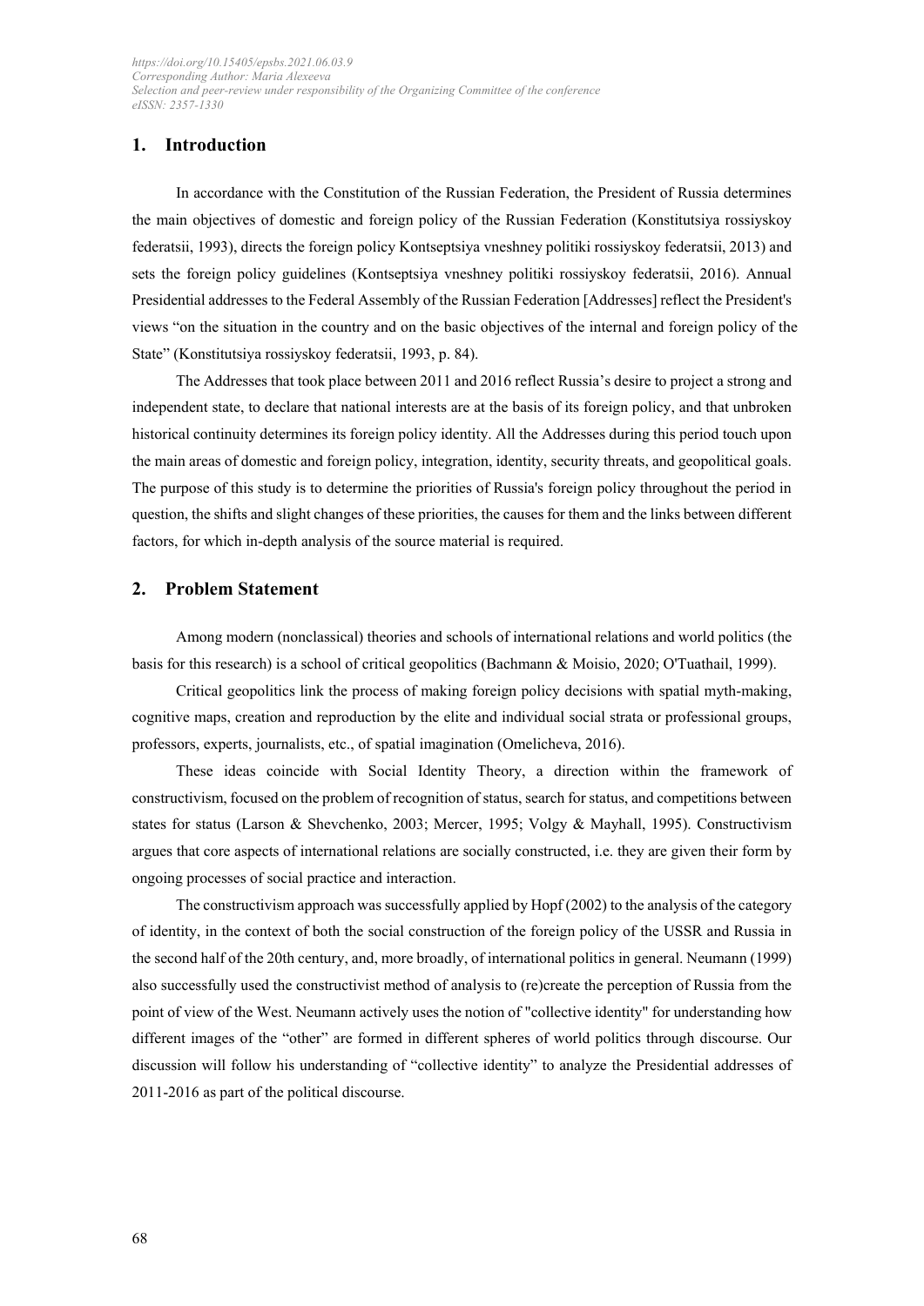## 1. Introduction

In accordance with the Constitution of the Russian Federation, the President of Russia determines the main objectives of domestic and foreign policy of the Russian Federation (Konstitutsiya rossiyskoy federatsii, 1993), directs the foreign policy Kontseptsiya vneshney politiki rossiyskoy federatsii, 2013) and sets the foreign policy guidelines (Kontseptsiya vneshney politiki rossiyskoy federatsii, 2016). Annual Presidential addresses to the Federal Assembly of the Russian Federation [Addresses] reflect the President's views "on the situation in the country and on the basic objectives of the internal and foreign policy of the State" (Konstitutsiya rossiyskoy federatsii, 1993, p. 84).

The Addresses that took place between 2011 and 2016 reflect Russia's desire to project a strong and independent state, to declare that national interests are at the basis of its foreign policy, and that unbroken historical continuity determines its foreign policy identity. All the Addresses during this period touch upon the main areas of domestic and foreign policy, integration, identity, security threats, and geopolitical goals. The purpose of this study is to determine the priorities of Russia's foreign policy throughout the period in question, the shifts and slight changes of these priorities, the causes for them and the links between different factors, for which in-depth analysis of the source material is required.

## 2. Problem Statement

Among modern (nonclassical) theories and schools of international relations and world politics (the basis for this research) is a school of critical geopolitics (Bachmann & Moisio, 2020; O'Tuathail, 1999).

Critical geopolitics link the process of making foreign policy decisions with spatial myth-making, cognitive maps, creation and reproduction by the elite and individual social strata or professional groups, professors, experts, journalists, etc., of spatial imagination (Omelicheva, 2016).

These ideas coincide with Social Identity Theory, a direction within the framework of constructivism, focused on the problem of recognition of status, search for status, and competitions between states for status (Larson & Shevchenko, 2003; Mercer, 1995; Volgy & Mayhall, 1995). Constructivism argues that core aspects of international relations are socially constructed, i.e. they are given their form by ongoing processes of social practice and interaction.

The constructivism approach was successfully applied by Hopf (2002) to the analysis of the category of identity, in the context of both the social construction of the foreign policy of the USSR and Russia in the second half of the 20th century, and, more broadly, of international politics in general. Neumann (1999) also successfully used the constructivist method of analysis to (re)create the perception of Russia from the point of view of the West. Neumann actively uses the notion of "collective identity" for understanding how different images of the "other" are formed in different spheres of world politics through discourse. Our discussion will follow his understanding of "collective identity" to analyze the Presidential addresses of 2011-2016 as part of the political discourse.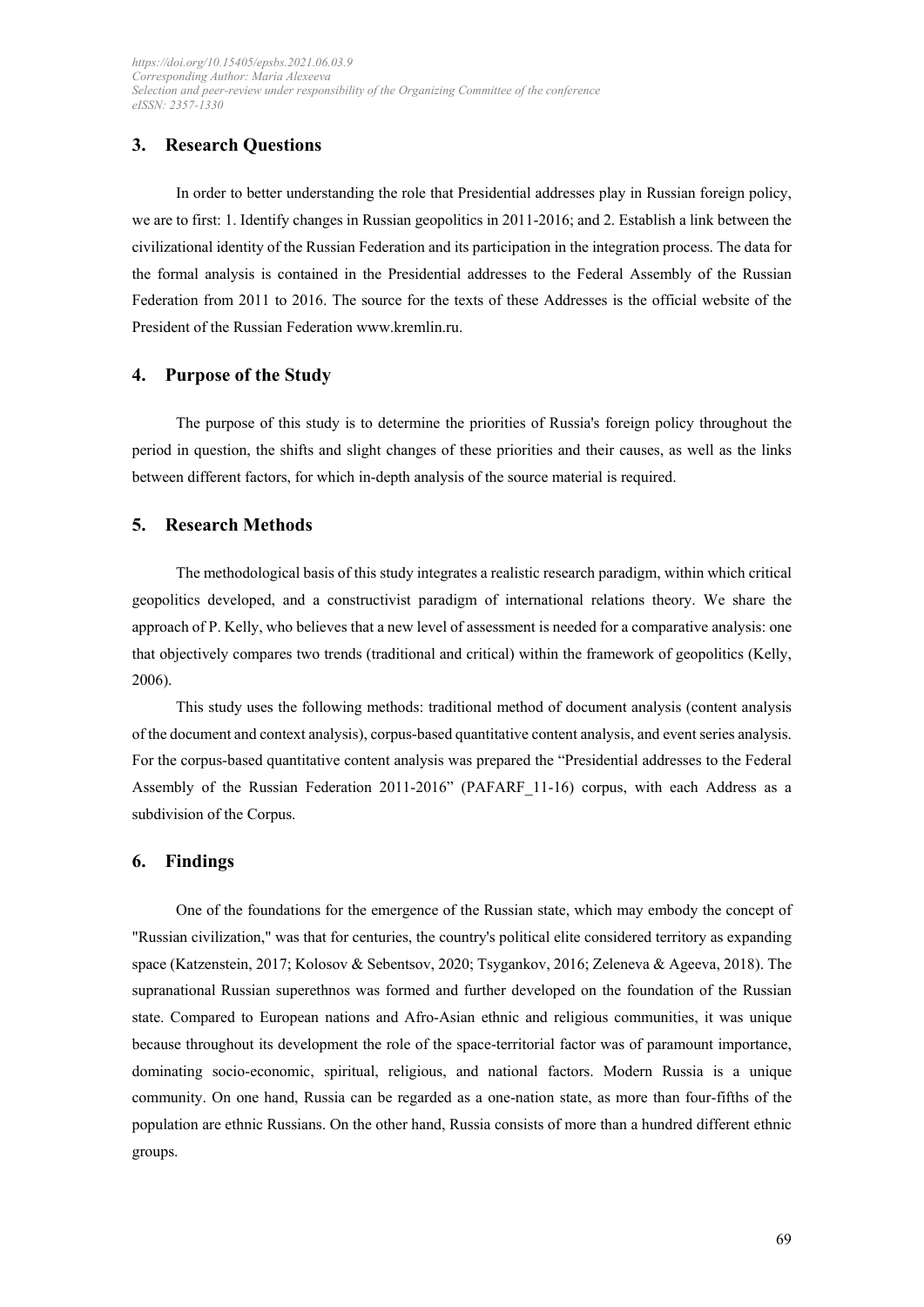## 3. Research Questions

In order to better understanding the role that Presidential addresses play in Russian foreign policy, we are to first: 1. Identify changes in Russian geopolitics in 2011-2016; and 2. Establish a link between the civilizational identity of the Russian Federation and its participation in the integration process. The data for the formal analysis is contained in the Presidential addresses to the Federal Assembly of the Russian Federation from 2011 to 2016. The source for the texts of these Addresses is the official website of the President of the Russian Federation www.kremlin.ru.

## 4. Purpose of the Study

The purpose of this study is to determine the priorities of Russia's foreign policy throughout the period in question, the shifts and slight changes of these priorities and their causes, as well as the links between different factors, for which in-depth analysis of the source material is required.

## 5. Research Methods

The methodological basis of this study integrates a realistic research paradigm, within which critical geopolitics developed, and a constructivist paradigm of international relations theory. We share the approach of P. Kelly, who believes that a new level of assessment is needed for a comparative analysis: one that objectively compares two trends (traditional and critical) within the framework of geopolitics (Kelly, 2006).

This study uses the following methods: traditional method of document analysis (content analysis of the document and context analysis), corpus-based quantitative content analysis, and event series analysis. For the corpus-based quantitative content analysis was prepared the "Presidential addresses to the Federal Assembly of the Russian Federation 2011-2016" (PAFARF_11-16) corpus, with each Address as a subdivision of the Corpus.

## 6. Findings

One of the foundations for the emergence of the Russian state, which may embody the concept of "Russian civilization," was that for centuries, the country's political elite considered territory as expanding space (Katzenstein, 2017; Kolosov & Sebentsov, 2020; Tsygankov, 2016; Zeleneva & Ageeva, 2018). The supranational Russian superethnos was formed and further developed on the foundation of the Russian state. Compared to European nations and Afro-Asian ethnic and religious communities, it was unique because throughout its development the role of the space-territorial factor was of paramount importance, dominating socio-economic, spiritual, religious, and national factors. Modern Russia is a unique community. On one hand, Russia can be regarded as a one-nation state, as more than four-fifths of the population are ethnic Russians. On the other hand, Russia consists of more than a hundred different ethnic groups.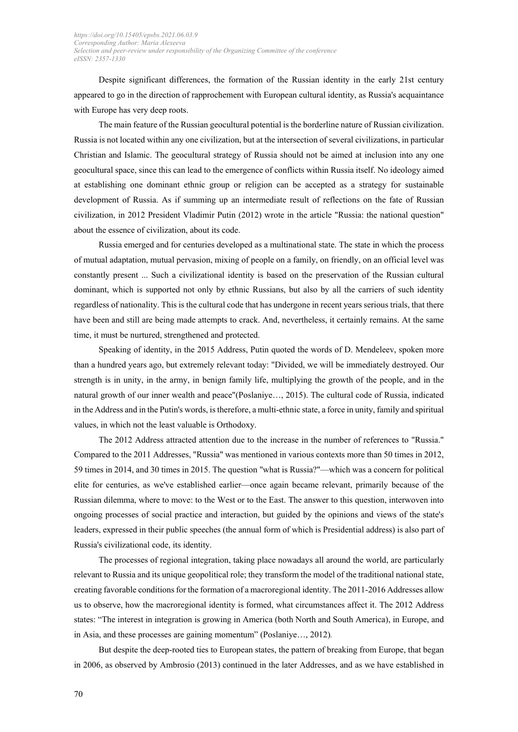Despite significant differences, the formation of the Russian identity in the early 21st century appeared to go in the direction of rapprochement with European cultural identity, as Russia's acquaintance with Europe has very deep roots.

The main feature of the Russian geocultural potential is the borderline nature of Russian civilization. Russia is not located within any one civilization, but at the intersection of several civilizations, in particular Christian and Islamic. The geocultural strategy of Russia should not be aimed at inclusion into any one geocultural space, since this can lead to the emergence of conflicts within Russia itself. No ideology aimed at establishing one dominant ethnic group or religion can be accepted as a strategy for sustainable development of Russia. As if summing up an intermediate result of reflections on the fate of Russian civilization, in 2012 President Vladimir Putin (2012) wrote in the article "Russia: the national question" about the essence of civilization, about its code.

Russia emerged and for centuries developed as a multinational state. The state in which the process of mutual adaptation, mutual pervasion, mixing of people on a family, on friendly, on an official level was constantly present ... Such a civilizational identity is based on the preservation of the Russian cultural dominant, which is supported not only by ethnic Russians, but also by all the carriers of such identity regardless of nationality. This is the cultural code that has undergone in recent years serious trials, that there have been and still are being made attempts to crack. And, nevertheless, it certainly remains. At the same time, it must be nurtured, strengthened and protected.

Speaking of identity, in the 2015 Address, Putin quoted the words of D. Mendeleev, spoken more than a hundred years ago, but extremely relevant today: "Divided, we will be immediately destroyed. Our strength is in unity, in the army, in benign family life, multiplying the growth of the people, and in the natural growth of our inner wealth and peace"(Poslaniye…, 2015). The cultural code of Russia, indicated in the Address and in the Putin's words, is therefore, a multi-ethnic state, a force in unity, family and spiritual values, in which not the least valuable is Orthodoxy.

The 2012 Address attracted attention due to the increase in the number of references to "Russia." Compared to the 2011 Addresses, "Russia" was mentioned in various contexts more than 50 times in 2012, 59 times in 2014, and 30 times in 2015. The question "what is Russia?"—which was a concern for political elite for centuries, as we've established earlier—once again became relevant, primarily because of the Russian dilemma, where to move: to the West or to the East. The answer to this question, interwoven into ongoing processes of social practice and interaction, but guided by the opinions and views of the state's leaders, expressed in their public speeches (the annual form of which is Presidential address) is also part of Russia's civilizational code, its identity.

The processes of regional integration, taking place nowadays all around the world, are particularly relevant to Russia and its unique geopolitical role; they transform the model of the traditional national state, creating favorable conditions for the formation of a macroregional identity. The 2011-2016 Addresses allow us to observe, how the macroregional identity is formed, what circumstances affect it. The 2012 Address states: "The interest in integration is growing in America (both North and South America), in Europe, and in Asia, and these processes are gaining momentum" (Poslaniye…, 2012).

But despite the deep-rooted ties to European states, the pattern of breaking from Europe, that began in 2006, as observed by Ambrosio (2013) continued in the later Addresses, and as we have established in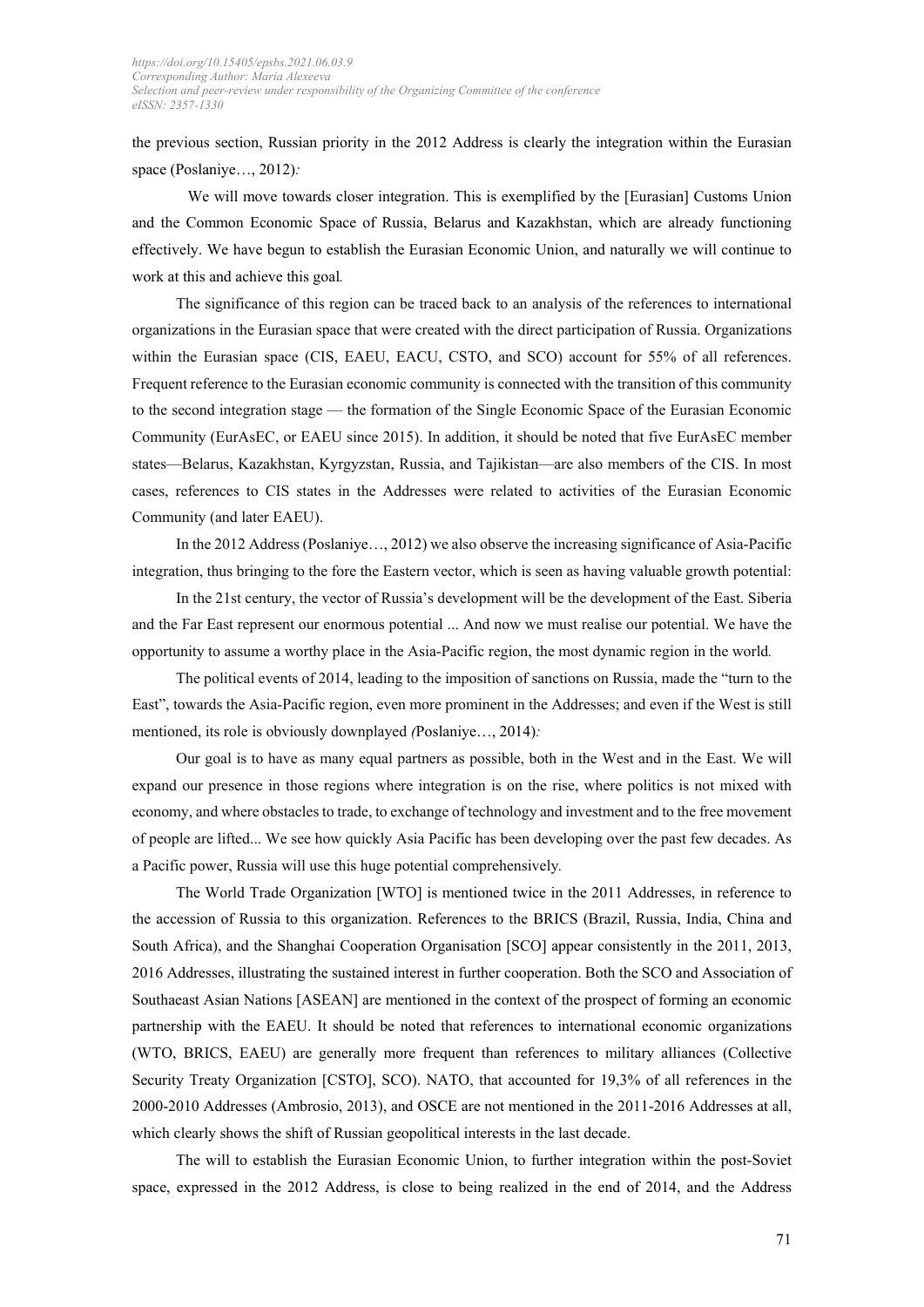the previous section, Russian priority in the 2012 Address is clearly the integration within the Eurasian space (Poslaniye…, 2012)*:*

*We will move towards closer integration. This is exemplified by the [Eurasian] Customs Union and the Common Economic Space of Russia, Belarus and Kazakhstan, which are already functioning effectively. We have begun to establish the Eurasian Economic Union, and naturally we will continue to work at this and achieve this goal.*

The significance of this region can be traced back to an analysis of the references to international organizations in the Eurasian space that were created with the direct participation of Russia. Organizations within the Eurasian space (CIS, EAEU, EACU, CSTO, and SCO) account for 55% of all references. Frequent reference to the Eurasian economic community is connected with the transition of this community to the second integration stage — the formation of the Single Economic Space of the Eurasian Economic Community (EurAsEC, or EAEU since 2015). In addition, it should be noted that five EurAsEC member states—Belarus, Kazakhstan, Kyrgyzstan, Russia, and Tajikistan—are also members of the CIS. In most cases, references to CIS states in the Addresses were related to activities of the Eurasian Economic Community (and later EAEU).

In the 2012 Address (Poslaniye…, 2012) we also observe the increasing significance of Asia-Pacific integration, thus bringing to the fore the Eastern vector, which is seen as having valuable growth potential:

*In the 21st century, the vector of Russia's development will be the development of the East. Siberia and the Far East represent our enormous potential ... And now we must realise our potential. We have the opportunity to assume a worthy place in the Asia-Pacific region, the most dynamic region in the world.*

The political events of 2014, leading to the imposition of sanctions on Russia, made the "turn to the East", towards the Asia-Pacific region, even more prominent in the Addresses; and even if the West is still mentioned, its role is obviously downplayed *(*Poslaniye…, 2014)*:*

*Our goal is to have as many equal partners as possible, both in the West and in the East. We will expand our presence in those regions where integration is on the rise, where politics is not mixed with economy, and where obstacles to trade, to exchange of technology and investment and to the free movement of people are lifted... We see how quickly Asia Pacific has been developing over the past few decades. As a Pacific power, Russia will use this huge potential comprehensively.*

The World Trade Organization [WTO] is mentioned twice in the 2011 Addresses, in reference to the accession of Russia to this organization. References to the BRICS (Brazil, Russia, India, China and South Africa), and the Shanghai Cooperation Organisation [SCO] appear consistently in the 2011, 2013, 2016 Addresses, illustrating the sustained interest in further cooperation. Both the SCO and Association of Southaeast Asian Nations [ASEAN] are mentioned in the context of the prospect of forming an economic partnership with the EAEU. It should be noted that references to international economic organizations (WTO, BRICS, EAEU) are generally more frequent than references to military alliances (Collective Security Treaty Organization [CSTO], SCO). NATO, that accounted for 19,3% of all references in the 2000-2010 Addresses (Ambrosio, 2013), and OSCE are not mentioned in the 2011-2016 Addresses at all, which clearly shows the shift of Russian geopolitical interests in the last decade.

The will to establish the Eurasian Economic Union, to further integration within the post-Soviet space, expressed in the 2012 Address, is close to being realized in the end of 2014, and the Address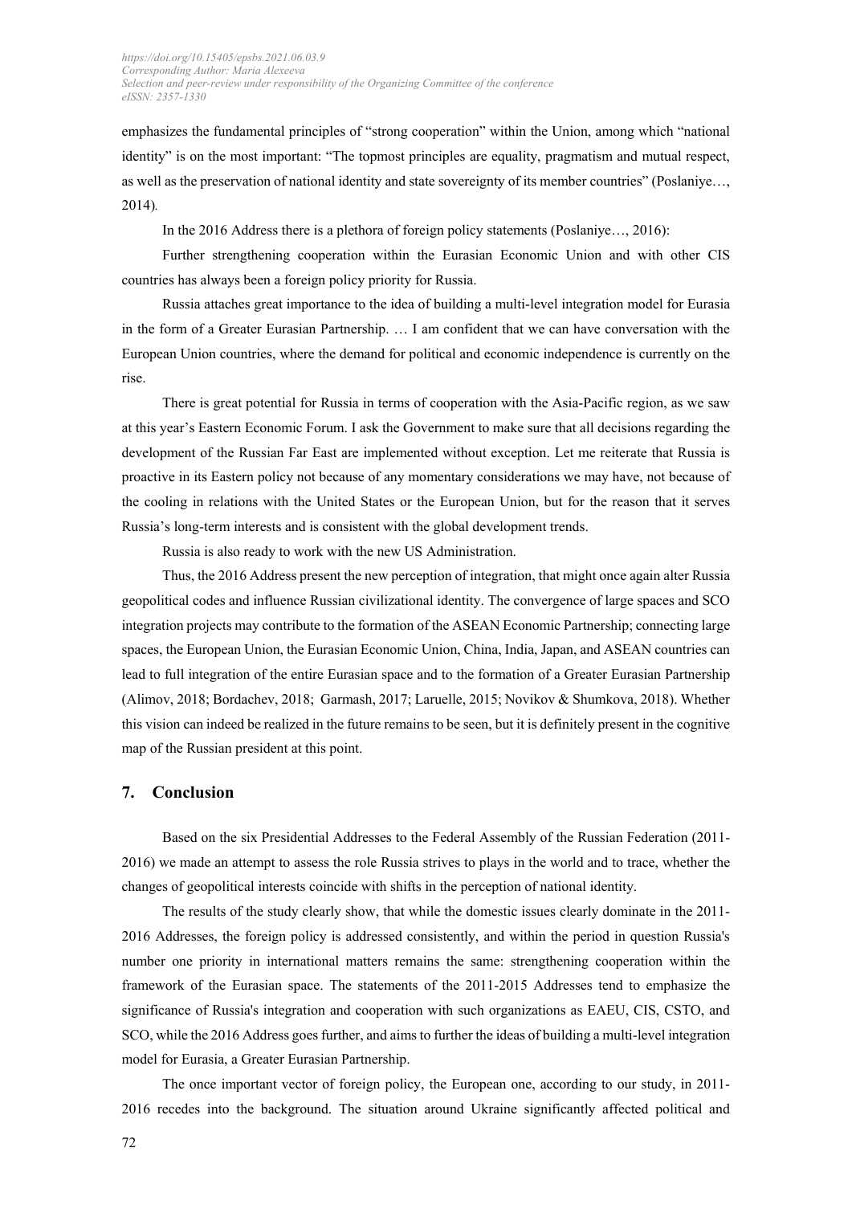emphasizes the fundamental principles of "strong cooperation" within the Union, among which "national identity" is on the most important: "The topmost principles are equality, pragmatism and mutual respect, as well as the preservation of national identity and state sovereignty of its member countries" (Poslaniye…, 2014).

In the 2016 Address there is a plethora of foreign policy statements (Poslaniye…, 2016):

Further strengthening cooperation within the Eurasian Economic Union and with other CIS countries has always been a foreign policy priority for Russia.

Russia attaches great importance to the idea of building a multi-level integration model for Eurasia in the form of a Greater Eurasian Partnership. … I am confident that we can have conversation with the European Union countries, where the demand for political and economic independence is currently on the rise.

There is great potential for Russia in terms of cooperation with the Asia-Pacific region, as we saw at this year's Eastern Economic Forum. I ask the Government to make sure that all decisions regarding the development of the Russian Far East are implemented without exception. Let me reiterate that Russia is proactive in its Eastern policy not because of any momentary considerations we may have, not because of the cooling in relations with the United States or the European Union, but for the reason that it serves Russia's long-term interests and is consistent with the global development trends.

Russia is also ready to work with the new US Administration.

Thus, the 2016 Address present the new perception of integration, that might once again alter Russia geopolitical codes and influence Russian civilizational identity. The convergence of large spaces and SCO integration projects may contribute to the formation of the ASEAN Economic Partnership; connecting large spaces, the European Union, the Eurasian Economic Union, China, India, Japan, and ASEAN countries can lead to full integration of the entire Eurasian space and to the formation of a Greater Eurasian Partnership (Alimov, 2018; Bordachev, 2018; Garmash, 2017; Laruelle, 2015; Novikov & Shumkova, 2018). Whether this vision can indeed be realized in the future remains to be seen, but it is definitely present in the cognitive map of the Russian president at this point.

## 7. Conclusion

Based on the six Presidential Addresses to the Federal Assembly of the Russian Federation (2011-2016) we made an attempt to assess the role Russia strives to plays in the world and to trace, whether the changes of geopolitical interests coincide with shifts in the perception of national identity.

The results of the study clearly show, that while the domestic issues clearly dominate in the 2011-2016 Addresses, the foreign policy is addressed consistently, and within the period in question Russia's number one priority in international matters remains the same: strengthening cooperation within the framework of the Eurasian space. The statements of the 2011-2015 Addresses tend to emphasize the significance of Russia's integration and cooperation with such organizations as EAEU, CIS, CSTO, and SCO, while the 2016 Address goes further, and aims to further the ideas of building a multi-level integration model for Eurasia, a Greater Eurasian Partnership.

The once important vector of foreign policy, the European one, according to our study, in 2011-2016 recedes into the background. The situation around Ukraine significantly affected political and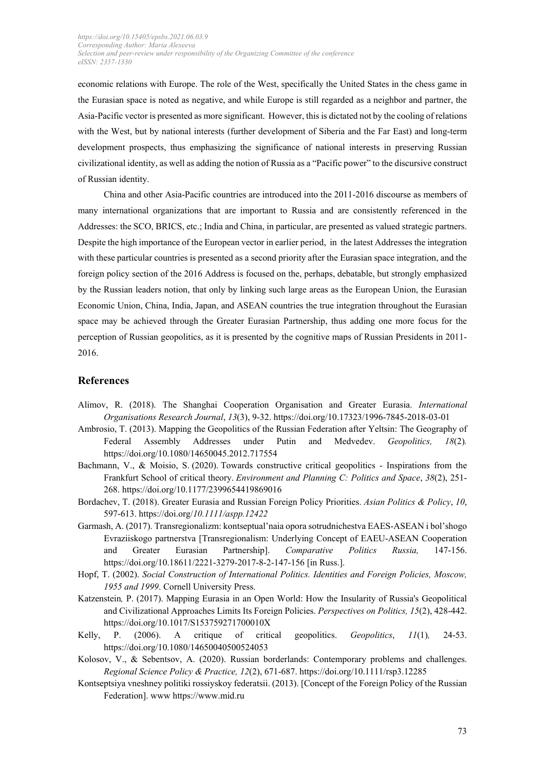economic relations with Europe. The role of the West, specifically the United States in the chess game in the Eurasian space is noted as negative, and while Europe is still regarded as a neighbor and partner, the Asia-Pacific vector is presented as more significant. However, this is dictated not by the cooling of relations with the West, but by national interests (further development of Siberia and the Far East) and long-term development prospects, thus emphasizing the significance of national interests in preserving Russian civilizational identity, as well as adding the notion of Russia as a "Pacific power" to the discursive construct of Russian identity.

China and other Asia-Pacific countries are introduced into the 2011-2016 discourse as members of many international organizations that are important to Russia and are consistently referenced in the Addresses: the SCO, BRICS, etc.; India and China, in particular, are presented as valued strategic partners. Despite the high importance of the European vector in earlier period, in the latest Addresses the integration with these particular countries is presented as a second priority after the Eurasian space integration, and the foreign policy section of the 2016 Address is focused on the, perhaps, debatable, but strongly emphasized by the Russian leaders notion, that only by linking such large areas as the European Union, the Eurasian Economic Union, China, India, Japan, and ASEAN countries the true integration throughout the Eurasian space may be achieved through the Greater Eurasian Partnership, thus adding one more focus for the perception of Russian geopolitics, as it is presented by the cognitive maps of Russian Presidents in 2011-2016.

## References

Alimov, R. (2018). The Shanghai Cooperation Organisation and Greater Eurasia. *International Organisations Research Journal*, *13*(3), 9-32. https://doi.org/10.17323/1996-7845-2018-03-01

Ambrosio, T. (2013). Mapping the Geopolitics of the Russian Federation after Yeltsin: The Geography of Federal Assembly Addresses under Putin and Medvedev. *Geopolitics, 18*(2)*.* https://doi.org/10.1080/14650045.2012.717554

Bachmann, V., & Moisio, S. (2020). Towards constructive critical geopolitics - Inspirations from the Frankfurt School of critical theory. *Environment and Planning C: Politics and Space*, *38*(2), 251-268. https://doi.org/10.1177/2399654419869016

Bordachev, T. (2018). Greater Eurasia and Russian Foreign Policy Priorities. *Asian Politics & Policy*, *10*, 597-613. https://doi.org/*10.1111/aspp.12422*

Garmash, A. (2017). Transregionalizm: kontseptual'naia opora sotrudnichestva EAES-ASEAN i bol'shogo Evraziiskogo partnerstva [Transregionalism: Underlying Concept of EAEU-ASEAN Cooperation and Greater Eurasian Partnership]. *Comparative Politics Russia,* 147-156. https://doi.org/10.18611/2221-3279-2017-8-2-147-156 [in Russ.].

Hopf, T. (2002). *Social Construction of International Politics. Identities and Foreign Policies, Moscow, 1955 and 1999*. Cornell University Press.

Katzenstein*,* P. (2017). Mapping Eurasia in an Open World: How the Insularity of Russia's Geopolitical and Civilizational Approaches Limits Its Foreign Policies. *Perspectives on Politics, 15*(2), 428-442. https://doi.org/10.1017/S153759271700010X

Kelly, P. (2006). A critique of critical geopolitics. *Geopolitics*, *11*(1)*,* 24-53. https://doi.org/10.1080/14650040500524053

Kolosov, V., & Sebentsov, A. (2020). Russian borderlands: Contemporary problems and challenges. *Regional Science Policy & Practice, 12*(2), 671-687. https://doi.org/10.1111/rsp3.12285

Kontseptsiya vneshney politiki rossiyskoy federatsii. (2013). [Concept of the Foreign Policy of the Russian Federation]. www https://www.mid.ru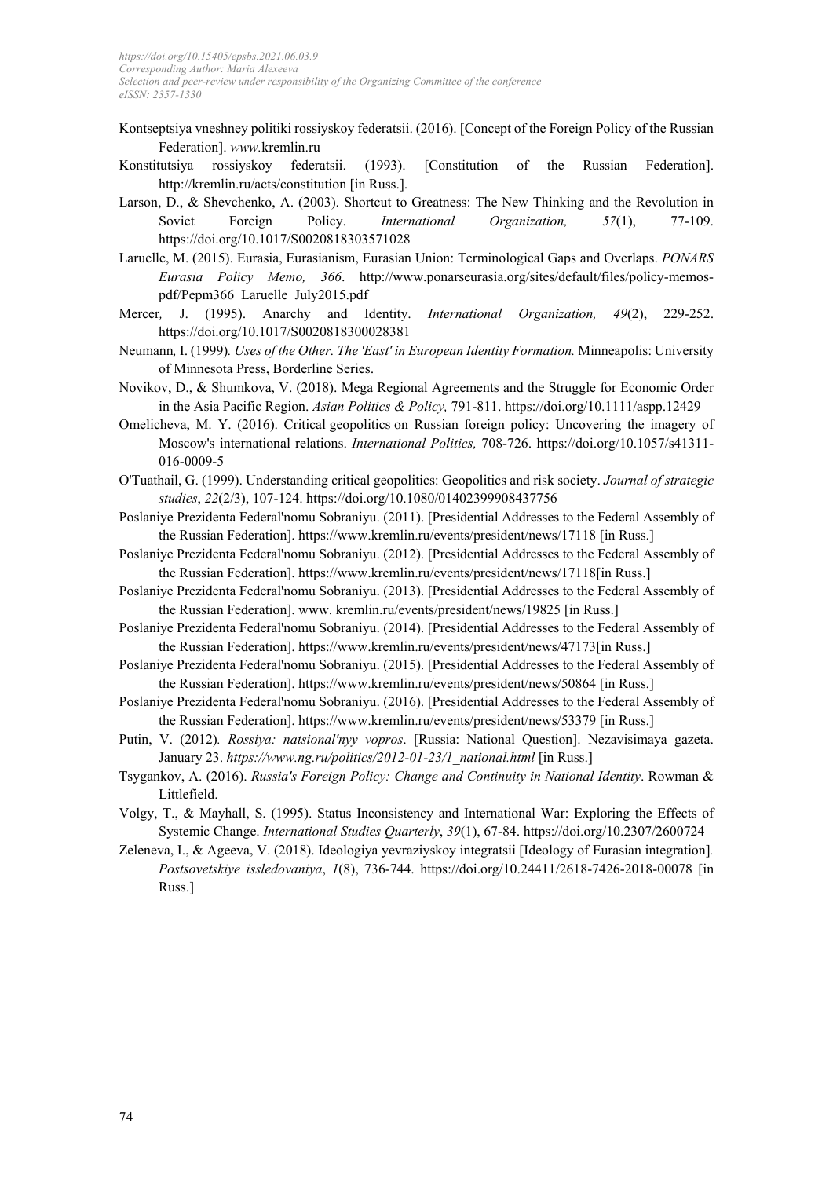Kontseptsiya vneshney politiki rossiyskoy federatsii. (2016). [Concept of the Foreign Policy of the Russian Federation]. *www.*kremlin.ru

Konstitutsiya rossiyskoy federatsii. (1993). [Constitution of the Russian Federation]. http://kremlin.ru/acts/constitution [in Russ.].

Larson, D., & Shevchenko, A. (2003). Shortcut to Greatness: The New Thinking and the Revolution in Soviet Foreign Policy. *International Organization, 57*(1), 77-109. https://doi.org/10.1017/S0020818303571028

Laruelle, M. (2015). Eurasia, Eurasianism, Eurasian Union: Terminological Gaps and Overlaps. *PONARS Eurasia Policy Memo, 366*. http://www.ponarseurasia.org/sites/default/files/policy-memos-pdf/Pepm366_Laruelle_July2015.pdf

Mercer, J. (1995). Anarchy and Identity. *International Organization, 49*(2), 229-252. https://doi.org/10.1017/S0020818300028381

Neumann, I. (1999). *Uses of the Other. The 'East' in European Identity Formation.* Minneapolis: University of Minnesota Press, Borderline Series.

Novikov, D., & Shumkova, V. (2018). Mega Regional Agreements and the Struggle for Economic Order in the Asia Pacific Region. *Asian Politics & Policy,* 791-811. https://doi.org/10.1111/aspp.12429

Omelicheva, M. Y. (2016). Critical geopolitics on Russian foreign policy: Uncovering the imagery of Moscow's international relations. *International Politics,* 708-726. https://doi.org/10.1057/s41311-016-0009-5

O'Tuathail, G. (1999). Understanding critical geopolitics: Geopolitics and risk society. *Journal of strategic studies*, *22*(2/3), 107-124. https://doi.org/10.1080/01402399908437756

Poslaniye Prezidenta Federal'nomu Sobraniyu. (2011). [Presidential Addresses to the Federal Assembly of the Russian Federation]. https://www.kremlin.ru/events/president/news/17118 [in Russ.]

Poslaniye Prezidenta Federal'nomu Sobraniyu. (2012). [Presidential Addresses to the Federal Assembly of the Russian Federation]. https://www.kremlin.ru/events/president/news/17118[in Russ.]

Poslaniye Prezidenta Federal'nomu Sobraniyu. (2013). [Presidential Addresses to the Federal Assembly of the Russian Federation]. www. kremlin.ru/events/president/news/19825 [in Russ.]

Poslaniye Prezidenta Federal'nomu Sobraniyu. (2014). [Presidential Addresses to the Federal Assembly of the Russian Federation]. https://www.kremlin.ru/events/president/news/47173[in Russ.]

Poslaniye Prezidenta Federal'nomu Sobraniyu. (2015). [Presidential Addresses to the Federal Assembly of the Russian Federation]. https://www.kremlin.ru/events/president/news/50864 [in Russ.]

Poslaniye Prezidenta Federal'nomu Sobraniyu. (2016). [Presidential Addresses to the Federal Assembly of the Russian Federation]. https://www.kremlin.ru/events/president/news/53379 [in Russ.]

Putin, V. (2012). *Rossiya: natsional'nyy vopros*. [Russia: National Question]. Nezavisimaya gazeta. January 23. *https://www.ng.ru/politics/2012-01-23/1_national.html* [in Russ.]

Tsygankov, A. (2016). *Russia's Foreign Policy: Change and Continuity in National Identity*. Rowman & Littlefield.

Volgy, T., & Mayhall, S. (1995). Status Inconsistency and International War: Exploring the Effects of Systemic Change. *International Studies Quarterly*, *39*(1), 67-84. https://doi.org/10.2307/2600724

Zeleneva, I., & Ageeva, V. (2018). Ideologiya yevraziyskoy integratsii [Ideology of Eurasian integration]. *Postsovetskiye issledovaniya*, *1*(8), 736-744. https://doi.org/10.24411/2618-7426-2018-00078 [in Russ.]